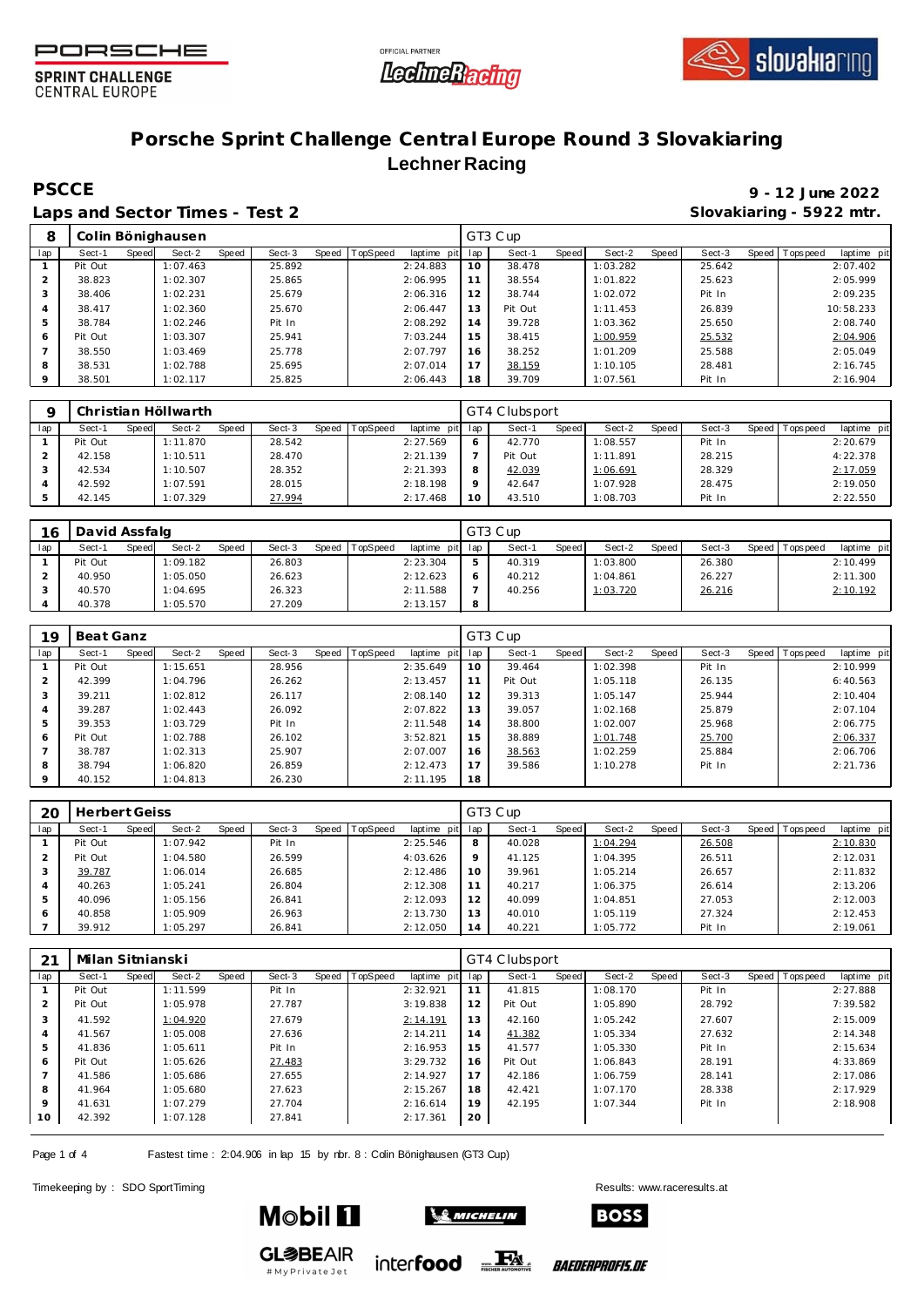# Porsche Sprint Challenge Central Europe Round 3 Slovakiaring

## Lechner Racing

**PSCCE** — 9 - 12 June 2022

**Laps and Sector Times - Test 2** — Slovakiaring - 5922 mtr.

### 8 Colin Bönighausen — GT3 Cup

| lap | Sect-1 | Speed | Sect-2 | Speed | Sect-3 | Speed | TopSpeed | laptime pit | lap | Sect-1 | Speed | Sect-2 | Speed | Sect-3 | Speed | Topspeed | laptime pit |
|---|---|---|---|---|---|---|---|---|---|---|---|---|---|---|---|---|---|
| 1 | Pit Out | | 1:07.463 | | 25.892 | | | 2:24.883 | 10 | 38.478 | | 1:03.282 | | 25.642 | | | 2:07.402 |
| 2 | 38.823 | | 1:02.307 | | 25.865 | | | 2:06.995 | 11 | 38.554 | | 1:01.822 | | 25.623 | | | 2:05.999 |
| 3 | 38.406 | | 1:02.231 | | 25.679 | | | 2:06.316 | 12 | 38.744 | | 1:02.072 | | Pit In | | | 2:09.235 |
| 4 | 38.417 | | 1:02.360 | | 25.670 | | | 2:06.447 | 13 | Pit Out | | 1:11.453 | | 26.839 | | | 10:58.233 |
| 5 | 38.784 | | 1:02.246 | | Pit In | | | 2:08.292 | 14 | 39.728 | | 1:03.362 | | 25.650 | | | 2:08.740 |
| 6 | Pit Out | | 1:03.307 | | 25.941 | | | 7:03.244 | 15 | 38.415 | | 1:00.959 | | 25.532 | | | 2:04.906 |
| 7 | 38.550 | | 1:03.469 | | 25.778 | | | 2:07.797 | 16 | 38.252 | | 1:01.209 | | 25.588 | | | 2:05.049 |
| 8 | 38.531 | | 1:02.788 | | 25.695 | | | 2:07.014 | 17 | 38.159 | | 1:10.105 | | 28.481 | | | 2:16.745 |
| 9 | 38.501 | | 1:02.117 | | 25.825 | | | 2:06.443 | 18 | 39.709 | | 1:07.561 | | Pit In | | | 2:16.904 |

### 9 Christian Höllwarth — GT4 Clubsport

| lap | Sect-1 | Speed | Sect-2 | Speed | Sect-3 | Speed | TopSpeed | laptime pit | lap | Sect-1 | Speed | Sect-2 | Speed | Sect-3 | Speed | Topspeed | laptime pit |
|---|---|---|---|---|---|---|---|---|---|---|---|---|---|---|---|---|---|
| 1 | Pit Out | | 1:11.870 | | 28.542 | | | 2:27.569 | 6 | 42.770 | | 1:08.557 | | Pit In | | | 2:20.679 |
| 2 | 42.158 | | 1:10.511 | | 28.470 | | | 2:21.139 | 7 | Pit Out | | 1:11.891 | | 28.215 | | | 4:22.378 |
| 3 | 42.534 | | 1:10.507 | | 28.352 | | | 2:21.393 | 8 | 42.039 | | 1:06.691 | | 28.329 | | | 2:17.059 |
| 4 | 42.592 | | 1:07.591 | | 28.015 | | | 2:18.198 | 9 | 42.647 | | 1:07.928 | | 28.475 | | | 2:19.050 |
| 5 | 42.145 | | 1:07.329 | | 27.994 | | | 2:17.468 | 10 | 43.510 | | 1:08.703 | | Pit In | | | 2:22.550 |

### 16 David Assfalg — GT3 Cup

| lap | Sect-1 | Speed | Sect-2 | Speed | Sect-3 | Speed | TopSpeed | laptime pit | lap | Sect-1 | Speed | Sect-2 | Speed | Sect-3 | Speed | Topspeed | laptime pit |
|---|---|---|---|---|---|---|---|---|---|---|---|---|---|---|---|---|---|
| 1 | Pit Out | | 1:09.182 | | 26.803 | | | 2:23.304 | 5 | 40.319 | | 1:03.800 | | 26.380 | | | 2:10.499 |
| 2 | 40.950 | | 1:05.050 | | 26.623 | | | 2:12.623 | 6 | 40.212 | | 1:04.861 | | 26.227 | | | 2:11.300 |
| 3 | 40.570 | | 1:04.695 | | 26.323 | | | 2:11.588 | 7 | 40.256 | | 1:03.720 | | 26.216 | | | 2:10.192 |
| 4 | 40.378 | | 1:05.570 | | 27.209 | | | 2:13.157 | 8 | | | | | | | | |

### 19 Beat Ganz — GT3 Cup

| lap | Sect-1 | Speed | Sect-2 | Speed | Sect-3 | Speed | TopSpeed | laptime pit | lap | Sect-1 | Speed | Sect-2 | Speed | Sect-3 | Speed | Topspeed | laptime pit |
|---|---|---|---|---|---|---|---|---|---|---|---|---|---|---|---|---|---|
| 1 | Pit Out | | 1:15.651 | | 28.956 | | | 2:35.649 | 10 | 39.464 | | 1:02.398 | | Pit In | | | 2:10.999 |
| 2 | 42.399 | | 1:04.796 | | 26.262 | | | 2:13.457 | 11 | Pit Out | | 1:05.118 | | 26.135 | | | 6:40.563 |
| 3 | 39.211 | | 1:02.812 | | 26.117 | | | 2:08.140 | 12 | 39.313 | | 1:05.147 | | 25.944 | | | 2:10.404 |
| 4 | 39.287 | | 1:02.443 | | 26.092 | | | 2:07.822 | 13 | 39.057 | | 1:02.168 | | 25.879 | | | 2:07.104 |
| 5 | 39.353 | | 1:03.729 | | Pit In | | | 2:11.548 | 14 | 38.800 | | 1:02.007 | | 25.968 | | | 2:06.775 |
| 6 | Pit Out | | 1:02.788 | | 26.102 | | | 3:52.821 | 15 | 38.889 | | 1:01.748 | | 25.700 | | | 2:06.337 |
| 7 | 38.787 | | 1:02.313 | | 25.907 | | | 2:07.007 | 16 | 38.563 | | 1:02.259 | | 25.884 | | | 2:06.706 |
| 8 | 38.794 | | 1:06.820 | | 26.859 | | | 2:12.473 | 17 | 39.586 | | 1:10.278 | | Pit In | | | 2:21.736 |
| 9 | 40.152 | | 1:04.813 | | 26.230 | | | 2:11.195 | 18 | | | | | | | | |

### 20 Herbert Geiss — GT3 Cup

| lap | Sect-1 | Speed | Sect-2 | Speed | Sect-3 | Speed | TopSpeed | laptime pit | lap | Sect-1 | Speed | Sect-2 | Speed | Sect-3 | Speed | Topspeed | laptime pit |
|---|---|---|---|---|---|---|---|---|---|---|---|---|---|---|---|---|---|
| 1 | Pit Out | | 1:07.942 | | Pit In | | | 2:25.546 | 8 | 40.028 | | 1:04.294 | | 26.508 | | | 2:10.830 |
| 2 | Pit Out | | 1:04.580 | | 26.599 | | | 4:03.626 | 9 | 41.125 | | 1:04.395 | | 26.511 | | | 2:12.031 |
| 3 | 39.787 | | 1:06.014 | | 26.685 | | | 2:12.486 | 10 | 39.961 | | 1:05.214 | | 26.657 | | | 2:11.832 |
| 4 | 40.263 | | 1:05.241 | | 26.804 | | | 2:12.308 | 11 | 40.217 | | 1:06.375 | | 26.614 | | | 2:13.206 |
| 5 | 40.096 | | 1:05.156 | | 26.841 | | | 2:12.093 | 12 | 40.099 | | 1:04.851 | | 27.053 | | | 2:12.003 |
| 6 | 40.858 | | 1:05.909 | | 26.963 | | | 2:13.730 | 13 | 40.010 | | 1:05.119 | | 27.324 | | | 2:12.453 |
| 7 | 39.912 | | 1:05.297 | | 26.841 | | | 2:12.050 | 14 | 40.221 | | 1:05.772 | | Pit In | | | 2:19.061 |

### 21 Milan Sitnianski — GT4 Clubsport

| lap | Sect-1 | Speed | Sect-2 | Speed | Sect-3 | Speed | TopSpeed | laptime pit | lap | Sect-1 | Speed | Sect-2 | Speed | Sect-3 | Speed | Topspeed | laptime pit |
|---|---|---|---|---|---|---|---|---|---|---|---|---|---|---|---|---|---|
| 1 | Pit Out | | 1:11.599 | | Pit In | | | 2:32.921 | 11 | 41.815 | | 1:08.170 | | Pit In | | | 2:27.888 |
| 2 | Pit Out | | 1:05.978 | | 27.787 | | | 3:19.838 | 12 | Pit Out | | 1:05.890 | | 28.792 | | | 7:39.582 |
| 3 | 41.592 | | 1:04.920 | | 27.679 | | | 2:14.191 | 13 | 42.160 | | 1:05.242 | | 27.607 | | | 2:15.009 |
| 4 | 41.567 | | 1:05.008 | | 27.636 | | | 2:14.211 | 14 | 41.382 | | 1:05.334 | | 27.632 | | | 2:14.348 |
| 5 | 41.836 | | 1:05.611 | | Pit In | | | 2:16.953 | 15 | 41.577 | | 1:05.330 | | Pit In | | | 2:15.634 |
| 6 | Pit Out | | 1:05.626 | | 27.483 | | | 3:29.732 | 16 | Pit Out | | 1:06.843 | | 28.191 | | | 4:33.869 |
| 7 | 41.586 | | 1:05.686 | | 27.655 | | | 2:14.927 | 17 | 42.186 | | 1:06.759 | | 28.141 | | | 2:17.086 |
| 8 | 41.964 | | 1:05.680 | | 27.623 | | | 2:15.267 | 18 | 42.421 | | 1:07.170 | | 28.338 | | | 2:17.929 |
| 9 | 41.631 | | 1:07.279 | | 27.704 | | | 2:16.614 | 19 | 42.195 | | 1:07.344 | | Pit In | | | 2:18.908 |
| 10 | 42.392 | | 1:07.128 | | 27.841 | | | 2:17.361 | 20 | | | | | | | | |

Fastest time : 2:04.906 in lap 15 by nbr. 8 : Colin Bönighausen (GT3 Cup)

Timekeeping by : SDO SportTiming

Results: www.raceresults.at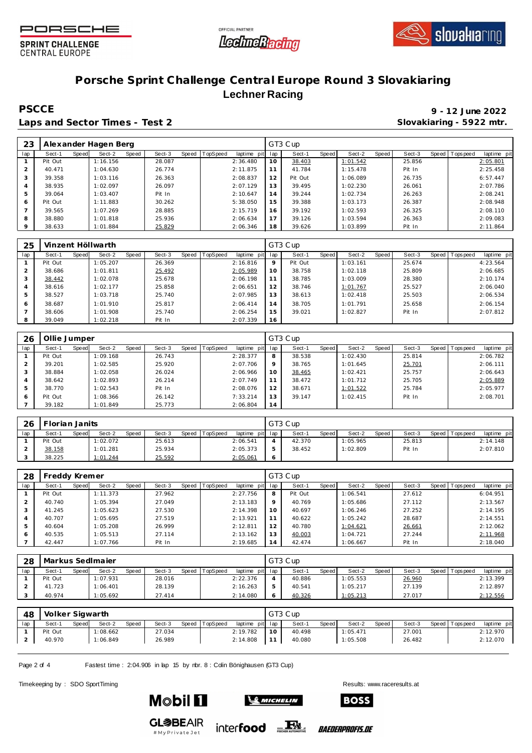# Porsche Sprint Challenge Central Europe Round 3 Slovakiaring

## Lechner Racing

**PSCCE**

**Laps and Sector Times - Test 2**

**9 - 12 June 2022**

**Slovakiaring - 5922 mtr.**

| 23 | Alexander Hagen Berg | | | | | | | | GT3 Cup | | | | | | | | |
|---|---|---|---|---|---|---|---|---|---|---|---|---|---|---|---|---|---|
| lap | Sect-1 | Speed | Sect-2 | Speed | Sect-3 | Speed | TopSpeed | laptime pit | lap | Sect-1 | Speed | Sect-2 | Speed | Sect-3 | Speed | Topspeed | laptime pit |
| 1 | Pit Out | | 1:16.156 | | 28.087 | | | 2:36.480 | 10 | 38.403 | | 1:01.542 | | 25.856 | | | 2:05.801 |
| 2 | 40.471 | | 1:04.630 | | 26.774 | | | 2:11.875 | 11 | 41.784 | | 1:15.478 | | Pit In | | | 2:25.458 |
| 3 | 39.358 | | 1:03.116 | | 26.363 | | | 2:08.837 | 12 | Pit Out | | 1:06.089 | | 26.735 | | | 6:57.447 |
| 4 | 38.935 | | 1:02.097 | | 26.097 | | | 2:07.129 | 13 | 39.495 | | 1:02.230 | | 26.061 | | | 2:07.786 |
| 5 | 39.064 | | 1:03.407 | | Pit In | | | 2:10.647 | 14 | 39.244 | | 1:02.734 | | 26.263 | | | 2:08.241 |
| 6 | Pit Out | | 1:11.883 | | 30.262 | | | 5:38.050 | 15 | 39.388 | | 1:03.173 | | 26.387 | | | 2:08.948 |
| 7 | 39.565 | | 1:07.269 | | 28.885 | | | 2:15.719 | 16 | 39.192 | | 1:02.593 | | 26.325 | | | 2:08.110 |
| 8 | 38.880 | | 1:01.818 | | 25.936 | | | 2:06.634 | 17 | 39.126 | | 1:03.594 | | 26.363 | | | 2:09.083 |
| 9 | 38.633 | | 1:01.884 | | 25.829 | | | 2:06.346 | 18 | 39.626 | | 1:03.899 | | Pit In | | | 2:11.864 |

| 25 | Vinzent Höllwarth | | | | | | | | GT3 Cup | | | | | | | | |
|---|---|---|---|---|---|---|---|---|---|---|---|---|---|---|---|---|---|
| lap | Sect-1 | Speed | Sect-2 | Speed | Sect-3 | Speed | TopSpeed | laptime pit | lap | Sect-1 | Speed | Sect-2 | Speed | Sect-3 | Speed | Topspeed | laptime pit |
| 1 | Pit Out | | 1:05.207 | | 26.369 | | | 2:16.816 | 9 | Pit Out | | 1:03.161 | | 25.674 | | | 4:23.564 |
| 2 | 38.686 | | 1:01.811 | | 25.492 | | | 2:05.989 | 10 | 38.758 | | 1:02.118 | | 25.809 | | | 2:06.685 |
| 3 | 38.442 | | 1:02.078 | | 25.678 | | | 2:06.198 | 11 | 38.785 | | 1:03.009 | | 28.380 | | | 2:10.174 |
| 4 | 38.616 | | 1:02.177 | | 25.858 | | | 2:06.651 | 12 | 38.746 | | 1:01.767 | | 25.527 | | | 2:06.040 |
| 5 | 38.527 | | 1:03.718 | | 25.740 | | | 2:07.985 | 13 | 38.613 | | 1:02.418 | | 25.503 | | | 2:06.534 |
| 6 | 38.687 | | 1:01.910 | | 25.817 | | | 2:06.414 | 14 | 38.705 | | 1:01.791 | | 25.658 | | | 2:06.154 |
| 7 | 38.606 | | 1:01.908 | | 25.740 | | | 2:06.254 | 15 | 39.021 | | 1:02.827 | | Pit In | | | 2:07.812 |
| 8 | 39.049 | | 1:02.218 | | Pit In | | | 2:07.339 | 16 | | | | | | | | |

| 26 | Ollie Jumper | | | | | | | | GT3 Cup | | | | | | | | |
|---|---|---|---|---|---|---|---|---|---|---|---|---|---|---|---|---|---|
| lap | Sect-1 | Speed | Sect-2 | Speed | Sect-3 | Speed | TopSpeed | laptime pit | lap | Sect-1 | Speed | Sect-2 | Speed | Sect-3 | Speed | Topspeed | laptime pit |
| 1 | Pit Out | | 1:09.168 | | 26.743 | | | 2:28.377 | 8 | 38.538 | | 1:02.430 | | 25.814 | | | 2:06.782 |
| 2 | 39.201 | | 1:02.585 | | 25.920 | | | 2:07.706 | 9 | 38.765 | | 1:01.645 | | 25.701 | | | 2:06.111 |
| 3 | 38.884 | | 1:02.058 | | 26.024 | | | 2:06.966 | 10 | 38.465 | | 1:02.421 | | 25.757 | | | 2:06.643 |
| 4 | 38.642 | | 1:02.893 | | 26.214 | | | 2:07.749 | 11 | 38.472 | | 1:01.712 | | 25.705 | | | 2:05.889 |
| 5 | 38.770 | | 1:02.543 | | Pit In | | | 2:08.076 | 12 | 38.671 | | 1:01.522 | | 25.784 | | | 2:05.977 |
| 6 | Pit Out | | 1:08.366 | | 26.142 | | | 7:33.214 | 13 | 39.147 | | 1:02.415 | | Pit In | | | 2:08.701 |
| 7 | 39.182 | | 1:01.849 | | 25.773 | | | 2:06.804 | 14 | | | | | | | | |

| 26 | Florian Janits | | | | | | | | GT3 Cup | | | | | | | | |
|---|---|---|---|---|---|---|---|---|---|---|---|---|---|---|---|---|---|
| lap | Sect-1 | Speed | Sect-2 | Speed | Sect-3 | Speed | TopSpeed | laptime pit | lap | Sect-1 | Speed | Sect-2 | Speed | Sect-3 | Speed | Topspeed | laptime pit |
| 1 | Pit Out | | 1:02.072 | | 25.613 | | | 2:06.541 | 4 | 42.370 | | 1:05.965 | | 25.813 | | | 2:14.148 |
| 2 | 38.158 | | 1:01.281 | | 25.934 | | | 2:05.373 | 5 | 38.452 | | 1:02.809 | | Pit In | | | 2:07.810 |
| 3 | 38.225 | | 1:01.244 | | 25.592 | | | 2:05.061 | 6 | | | | | | | | |

| 28 | Freddy Kremer | | | | | | | | GT3 Cup | | | | | | | | |
|---|---|---|---|---|---|---|---|---|---|---|---|---|---|---|---|---|---|
| lap | Sect-1 | Speed | Sect-2 | Speed | Sect-3 | Speed | TopSpeed | laptime pit | lap | Sect-1 | Speed | Sect-2 | Speed | Sect-3 | Speed | Topspeed | laptime pit |
| 1 | Pit Out | | 1:11.373 | | 27.962 | | | 2:27.756 | 8 | Pit Out | | 1:06.541 | | 27.612 | | | 6:04.951 |
| 2 | 40.740 | | 1:05.394 | | 27.049 | | | 2:13.183 | 9 | 40.769 | | 1:05.686 | | 27.112 | | | 2:13.567 |
| 3 | 41.245 | | 1:05.623 | | 27.530 | | | 2:14.398 | 10 | 40.697 | | 1:06.246 | | 27.252 | | | 2:14.195 |
| 4 | 40.707 | | 1:05.695 | | 27.519 | | | 2:13.921 | 11 | 40.622 | | 1:05.242 | | 28.687 | | | 2:14.551 |
| 5 | 40.604 | | 1:05.208 | | 26.999 | | | 2:12.811 | 12 | 40.780 | | 1:04.621 | | 26.661 | | | 2:12.062 |
| 6 | 40.535 | | 1:05.513 | | 27.114 | | | 2:13.162 | 13 | 40.003 | | 1:04.721 | | 27.244 | | | 2:11.968 |
| 7 | 42.447 | | 1:07.766 | | Pit In | | | 2:19.685 | 14 | 42.474 | | 1:06.667 | | Pit In | | | 2:18.040 |

| 28 | Markus Sedlmaier | | | | | | | | GT3 Cup | | | | | | | | |
|---|---|---|---|---|---|---|---|---|---|---|---|---|---|---|---|---|---|
| lap | Sect-1 | Speed | Sect-2 | Speed | Sect-3 | Speed | TopSpeed | laptime pit | lap | Sect-1 | Speed | Sect-2 | Speed | Sect-3 | Speed | Topspeed | laptime pit |
| 1 | Pit Out | | 1:07.931 | | 28.016 | | | 2:22.376 | 4 | 40.886 | | 1:05.553 | | 26.960 | | | 2:13.399 |
| 2 | 41.723 | | 1:06.401 | | 28.139 | | | 2:16.263 | 5 | 40.541 | | 1:05.217 | | 27.139 | | | 2:12.897 |
| 3 | 40.974 | | 1:05.692 | | 27.414 | | | 2:14.080 | 6 | 40.326 | | 1:05.213 | | 27.017 | | | 2:12.556 |

| 48 | Volker Sigwarth | | | | | | | | GT3 Cup | | | | | | | | |
|---|---|---|---|---|---|---|---|---|---|---|---|---|---|---|---|---|---|
| lap | Sect-1 | Speed | Sect-2 | Speed | Sect-3 | Speed | TopSpeed | laptime pit | lap | Sect-1 | Speed | Sect-2 | Speed | Sect-3 | Speed | Topspeed | laptime pit |
| 1 | Pit Out | | 1:08.662 | | 27.034 | | | 2:19.782 | 10 | 40.498 | | 1:05.471 | | 27.001 | | | 2:12.970 |
| 2 | 40.970 | | 1:06.849 | | 26.989 | | | 2:14.808 | 11 | 40.080 | | 1:05.508 | | 26.482 | | | 2:12.070 |

Fastest time : 2:04.906 in lap 15 by nbr. 8 : Colin Bönighausen (GT3 Cup)

Timekeeping by : SDO SportTiming

Results: www.raceresults.at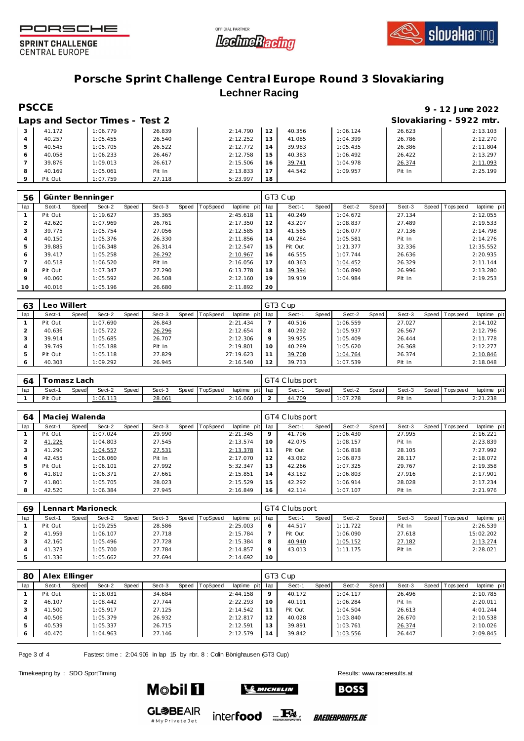# Porsche Sprint Challenge Central Europe Round 3 Slovakiaring

## Lechner Racing

**PSCCE** — 9 - 12 June 2022

### Laps and Sector Times - Test 2

Slovakiaring - 5922 mtr.

| lap | Sect-1 | Speed | Sect-2 | Speed | Sect-3 | Speed | TopSpeed | laptime pit | lap | Sect-1 | Speed | Sect-2 | Speed | Sect-3 | Speed | Topspeed | laptime pit |
|---|---|---|---|---|---|---|---|---|---|---|---|---|---|---|---|---|---|
| 3 | 41.172 | | 1:06.779 | | 26.839 | | | 2:14.790 | 12 | 40.356 | | 1:06.124 | | 26.623 | | | 2:13.103 |
| 4 | 40.257 | | 1:05.455 | | 26.540 | | | 2:12.252 | 13 | 41.085 | | 1:04.399 | | 26.786 | | | 2:12.270 |
| 5 | 40.545 | | 1:05.705 | | 26.522 | | | 2:12.772 | 14 | 39.983 | | 1:05.435 | | 26.386 | | | 2:11.804 |
| 6 | 40.058 | | 1:06.233 | | 26.467 | | | 2:12.758 | 15 | 40.383 | | 1:06.492 | | 26.422 | | | 2:13.297 |
| 7 | 39.876 | | 1:09.013 | | 26.617 | | | 2:15.506 | 16 | 39.741 | | 1:04.978 | | 26.374 | | | 2:11.093 |
| 8 | 40.169 | | 1:05.061 | | Pit In | | | 2:13.833 | 17 | 44.542 | | 1:09.957 | | Pit In | | | 2:25.199 |
| 9 | Pit Out | | 1:07.759 | | 27.118 | | | 5:23.997 | 18 | | | | | | | | |

### 56 Günter Benninger — GT3 Cup

| lap | Sect-1 | Speed | Sect-2 | Speed | Sect-3 | Speed | TopSpeed | laptime pit | lap | Sect-1 | Speed | Sect-2 | Speed | Sect-3 | Speed | Topspeed | laptime pit |
|---|---|---|---|---|---|---|---|---|---|---|---|---|---|---|---|---|---|
| 1 | Pit Out | | 1:19.627 | | 35.365 | | | 2:45.618 | 11 | 40.249 | | 1:04.672 | | 27.134 | | | 2:12.055 |
| 2 | 42.620 | | 1:07.969 | | 26.761 | | | 2:17.350 | 12 | 43.207 | | 1:08.837 | | 27.489 | | | 2:19.533 |
| 3 | 39.775 | | 1:05.754 | | 27.056 | | | 2:12.585 | 13 | 41.585 | | 1:06.077 | | 27.136 | | | 2:14.798 |
| 4 | 40.150 | | 1:05.376 | | 26.330 | | | 2:11.856 | 14 | 40.284 | | 1:05.581 | | Pit In | | | 2:14.276 |
| 5 | 39.885 | | 1:06.348 | | 26.314 | | | 2:12.547 | 15 | Pit Out | | 1:21.377 | | 32.336 | | | 12:35.552 |
| 6 | 39.417 | | 1:05.258 | | 26.292 | | | 2:10.967 | 16 | 46.555 | | 1:07.744 | | 26.636 | | | 2:20.935 |
| 7 | 40.518 | | 1:06.520 | | Pit In | | | 2:16.056 | 17 | 40.363 | | 1:04.452 | | 26.329 | | | 2:11.144 |
| 8 | Pit Out | | 1:07.347 | | 27.290 | | | 6:13.778 | 18 | 39.394 | | 1:06.890 | | 26.996 | | | 2:13.280 |
| 9 | 40.060 | | 1:05.592 | | 26.508 | | | 2:12.160 | 19 | 39.919 | | 1:04.984 | | Pit In | | | 2:19.253 |
| 10 | 40.016 | | 1:05.196 | | 26.680 | | | 2:11.892 | 20 | | | | | | | | |

### 63 Leo Willert — GT3 Cup

| lap | Sect-1 | Speed | Sect-2 | Speed | Sect-3 | Speed | TopSpeed | laptime pit | lap | Sect-1 | Speed | Sect-2 | Speed | Sect-3 | Speed | Topspeed | laptime pit |
|---|---|---|---|---|---|---|---|---|---|---|---|---|---|---|---|---|---|
| 1 | Pit Out | | 1:07.690 | | 26.843 | | | 2:21.434 | 7 | 40.516 | | 1:06.559 | | 27.027 | | | 2:14.102 |
| 2 | 40.636 | | 1:05.722 | | 26.296 | | | 2:12.654 | 8 | 40.292 | | 1:05.937 | | 26.567 | | | 2:12.796 |
| 3 | 39.914 | | 1:05.685 | | 26.707 | | | 2:12.306 | 9 | 39.925 | | 1:05.409 | | 26.444 | | | 2:11.778 |
| 4 | 39.749 | | 1:05.188 | | Pit In | | | 2:19.801 | 10 | 40.289 | | 1:05.620 | | 26.368 | | | 2:12.277 |
| 5 | Pit Out | | 1:05.118 | | 27.829 | | | 27:19.623 | 11 | 39.708 | | 1:04.764 | | 26.374 | | | 2:10.846 |
| 6 | 40.303 | | 1:09.292 | | 26.945 | | | 2:16.540 | 12 | 39.733 | | 1:07.539 | | Pit In | | | 2:18.048 |

### 64 Tomasz Lach — GT4 Clubsport

| lap | Sect-1 | Speed | Sect-2 | Speed | Sect-3 | Speed | TopSpeed | laptime pit | lap | Sect-1 | Speed | Sect-2 | Speed | Sect-3 | Speed | Topspeed | laptime pit |
|---|---|---|---|---|---|---|---|---|---|---|---|---|---|---|---|---|---|
| 1 | Pit Out | | 1:06.113 | | 28.061 | | | 2:16.060 | 2 | 44.709 | | 1:07.278 | | Pit In | | | 2:21.238 |

### 64 Maciej Walenda — GT4 Clubsport

| lap | Sect-1 | Speed | Sect-2 | Speed | Sect-3 | Speed | TopSpeed | laptime pit | lap | Sect-1 | Speed | Sect-2 | Speed | Sect-3 | Speed | Topspeed | laptime pit |
|---|---|---|---|---|---|---|---|---|---|---|---|---|---|---|---|---|---|
| 1 | Pit Out | | 1:07.024 | | 29.990 | | | 2:21.345 | 9 | 41.796 | | 1:06.430 | | 27.995 | | | 2:16.221 |
| 2 | 41.226 | | 1:04.803 | | 27.545 | | | 2:13.574 | 10 | 42.075 | | 1:08.157 | | Pit In | | | 2:23.839 |
| 3 | 41.290 | | 1:04.557 | | 27.531 | | | 2:13.378 | 11 | Pit Out | | 1:06.818 | | 28.105 | | | 7:27.992 |
| 4 | 42.455 | | 1:06.060 | | Pit In | | | 2:17.070 | 12 | 43.082 | | 1:06.873 | | 28.117 | | | 2:18.072 |
| 5 | Pit Out | | 1:06.101 | | 27.992 | | | 5:32.347 | 13 | 42.266 | | 1:07.325 | | 29.767 | | | 2:19.358 |
| 6 | 41.819 | | 1:06.371 | | 27.661 | | | 2:15.851 | 14 | 43.182 | | 1:06.803 | | 27.916 | | | 2:17.901 |
| 7 | 41.801 | | 1:05.705 | | 28.023 | | | 2:15.529 | 15 | 42.292 | | 1:06.914 | | 28.028 | | | 2:17.234 |
| 8 | 42.520 | | 1:06.384 | | 27.945 | | | 2:16.849 | 16 | 42.114 | | 1:07.107 | | Pit In | | | 2:21.976 |

### 69 Lennart Marioneck — GT4 Clubsport

| lap | Sect-1 | Speed | Sect-2 | Speed | Sect-3 | Speed | TopSpeed | laptime pit | lap | Sect-1 | Speed | Sect-2 | Speed | Sect-3 | Speed | Topspeed | laptime pit |
|---|---|---|---|---|---|---|---|---|---|---|---|---|---|---|---|---|---|
| 1 | Pit Out | | 1:09.255 | | 28.586 | | | 2:25.003 | 6 | 44.517 | | 1:11.722 | | Pit In | | | 2:26.539 |
| 2 | 41.959 | | 1:06.107 | | 27.718 | | | 2:15.784 | 7 | Pit Out | | 1:06.090 | | 27.618 | | | 15:02.202 |
| 3 | 42.160 | | 1:05.496 | | 27.728 | | | 2:15.384 | 8 | 40.940 | | 1:05.152 | | 27.182 | | | 2:13.274 |
| 4 | 41.373 | | 1:05.700 | | 27.784 | | | 2:14.857 | 9 | 43.013 | | 1:11.175 | | Pit In | | | 2:28.021 |
| 5 | 41.336 | | 1:05.662 | | 27.694 | | | 2:14.692 | 10 | | | | | | | | |

### 80 Alex Ellinger — GT3 Cup

| lap | Sect-1 | Speed | Sect-2 | Speed | Sect-3 | Speed | TopSpeed | laptime pit | lap | Sect-1 | Speed | Sect-2 | Speed | Sect-3 | Speed | Topspeed | laptime pit |
|---|---|---|---|---|---|---|---|---|---|---|---|---|---|---|---|---|---|
| 1 | Pit Out | | 1:18.031 | | 34.684 | | | 2:44.158 | 9 | 40.172 | | 1:04.117 | | 26.496 | | | 2:10.785 |
| 2 | 46.107 | | 1:08.442 | | 27.744 | | | 2:22.293 | 10 | 40.191 | | 1:06.284 | | Pit In | | | 2:20.011 |
| 3 | 41.500 | | 1:05.917 | | 27.125 | | | 2:14.542 | 11 | Pit Out | | 1:04.504 | | 26.613 | | | 4:01.244 |
| 4 | 40.506 | | 1:05.379 | | 26.932 | | | 2:12.817 | 12 | 40.028 | | 1:03.840 | | 26.670 | | | 2:10.538 |
| 5 | 40.539 | | 1:05.337 | | 26.715 | | | 2:12.591 | 13 | 39.891 | | 1:03.761 | | 26.374 | | | 2:10.026 |
| 6 | 40.470 | | 1:04.963 | | 27.146 | | | 2:12.579 | 14 | 39.842 | | 1:03.556 | | 26.447 | | | 2:09.845 |

Fastest time : 2:04.906 in lap 15 by nbr. 8 : Colin Bönighausen (GT3 Cup)

Timekeeping by : SDO SportTiming

Results: www.raceresults.at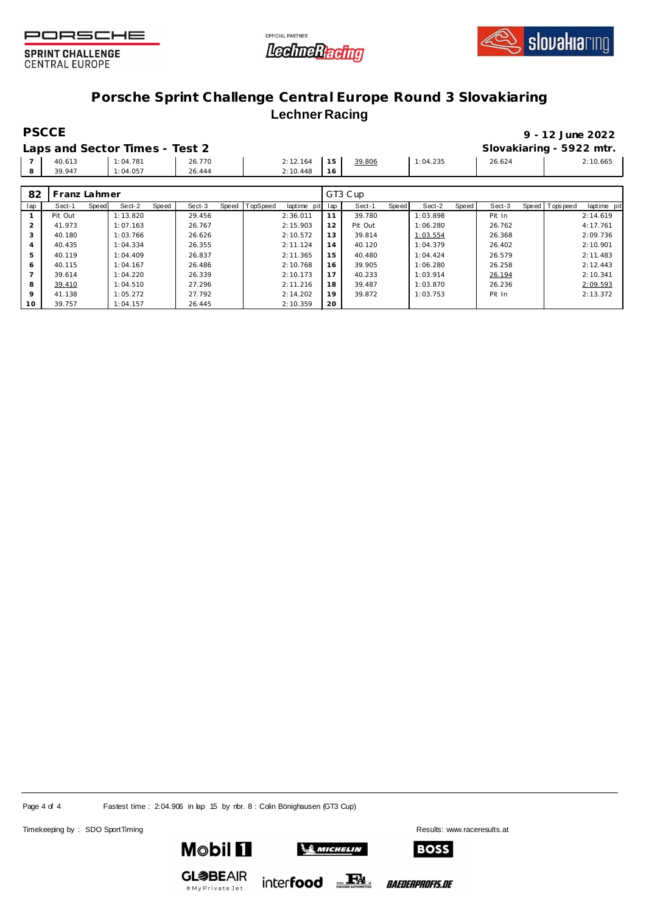# Porsche Sprint Challenge Central Europe Round 3 Slovakiaring

## Lechner Racing

**PSCCE** — 9 - 12 June 2022

**Laps and Sector Times - Test 2** — Slovakiaring - 5922 mtr.

| lap | Sect-1 | Speed | Sect-2 | Speed | Sect-3 | Speed | TopSpeed | laptime pit | lap | Sect-1 | Speed | Sect-2 | Speed | Sect-3 | Speed | Topspeed | laptime pit |
|---|---|---|---|---|---|---|---|---|---|---|---|---|---|---|---|---|---|
| 7 | 40.613 | | 1:04.781 | | 26.770 | | | 2:12.164 | 15 | 39.806 | | 1:04.235 | | 26.624 | | | 2:10.665 |
| 8 | 39.947 | | 1:04.057 | | 26.444 | | | 2:10.448 | 16 | | | | | | | | |

**82 — Franz Lahmer — GT3 Cup**

| lap | Sect-1 | Speed | Sect-2 | Speed | Sect-3 | Speed | TopSpeed | laptime pit | lap | Sect-1 | Speed | Sect-2 | Speed | Sect-3 | Speed | Topspeed | laptime pit |
|---|---|---|---|---|---|---|---|---|---|---|---|---|---|---|---|---|---|
| 1 | Pit Out | | 1:13.820 | | 29.456 | | | 2:36.011 | 11 | 39.780 | | 1:03.898 | | Pit In | | | 2:14.619 |
| 2 | 41.973 | | 1:07.163 | | 26.767 | | | 2:15.903 | 12 | Pit Out | | 1:06.280 | | 26.762 | | | 4:17.761 |
| 3 | 40.180 | | 1:03.766 | | 26.626 | | | 2:10.572 | 13 | 39.814 | | 1:03.554 | | 26.368 | | | 2:09.736 |
| 4 | 40.435 | | 1:04.334 | | 26.355 | | | 2:11.124 | 14 | 40.120 | | 1:04.379 | | 26.402 | | | 2:10.901 |
| 5 | 40.119 | | 1:04.409 | | 26.837 | | | 2:11.365 | 15 | 40.480 | | 1:04.424 | | 26.579 | | | 2:11.483 |
| 6 | 40.115 | | 1:04.167 | | 26.486 | | | 2:10.768 | 16 | 39.905 | | 1:06.280 | | 26.258 | | | 2:12.443 |
| 7 | 39.614 | | 1:04.220 | | 26.339 | | | 2:10.173 | 17 | 40.233 | | 1:03.914 | | 26.194 | | | 2:10.341 |
| 8 | 39.410 | | 1:04.510 | | 27.296 | | | 2:11.216 | 18 | 39.487 | | 1:03.870 | | 26.236 | | | 2:09.593 |
| 9 | 41.138 | | 1:05.272 | | 27.792 | | | 2:14.202 | 19 | 39.872 | | 1:03.753 | | Pit In | | | 2:13.372 |
| 10 | 39.757 | | 1:04.157 | | 26.445 | | | 2:10.359 | 20 | | | | | | | | |

Fastest time : 2:04.906 in lap 15 by nbr. 8 : Colin Bönighausen (GT3 Cup)

Timekeeping by : SDO SportTiming

Results: www.raceresults.at